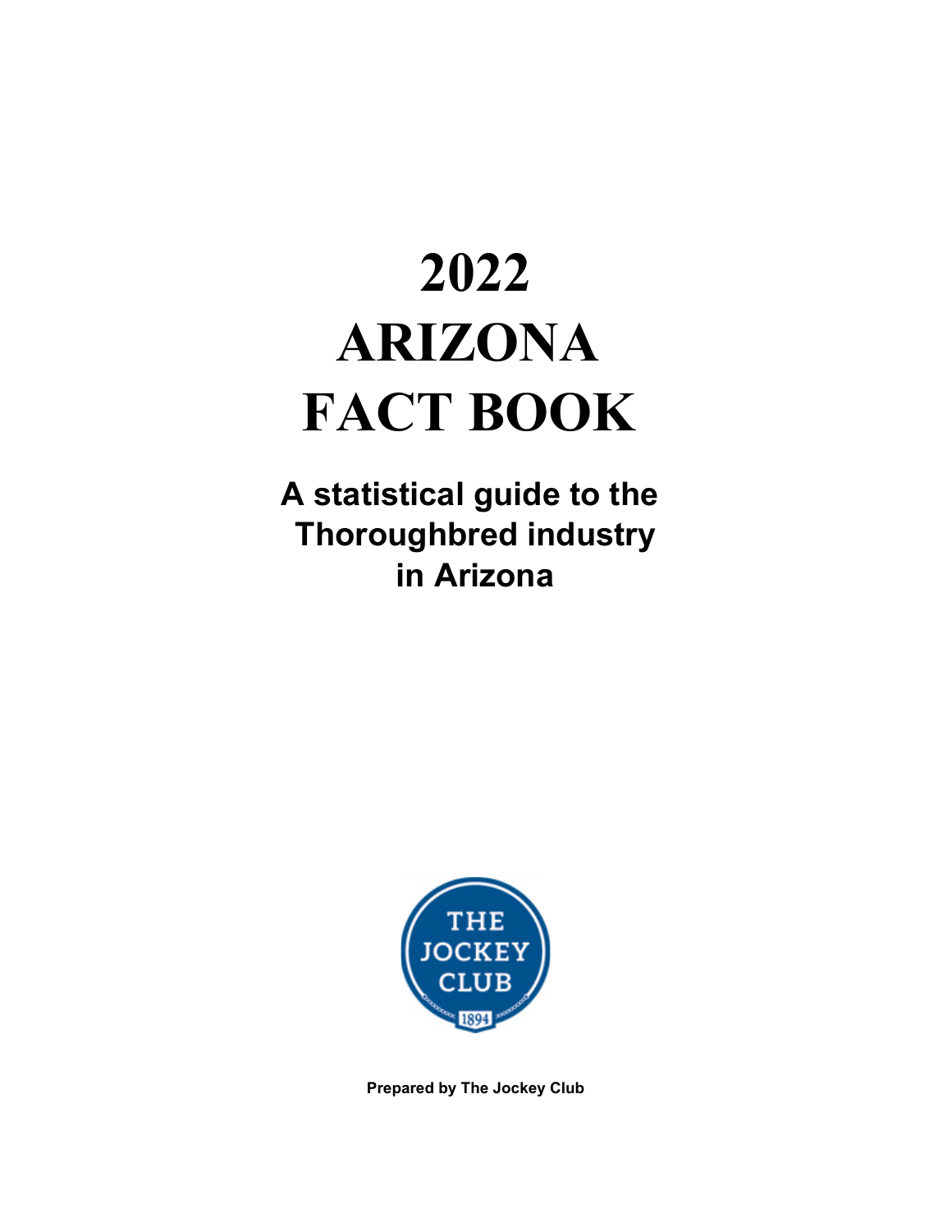# 2022 ARIZONA FACT BOOK

**A statistical guide to the Thoroughbred industry in Arizona**

**Prepared by The Jockey Club**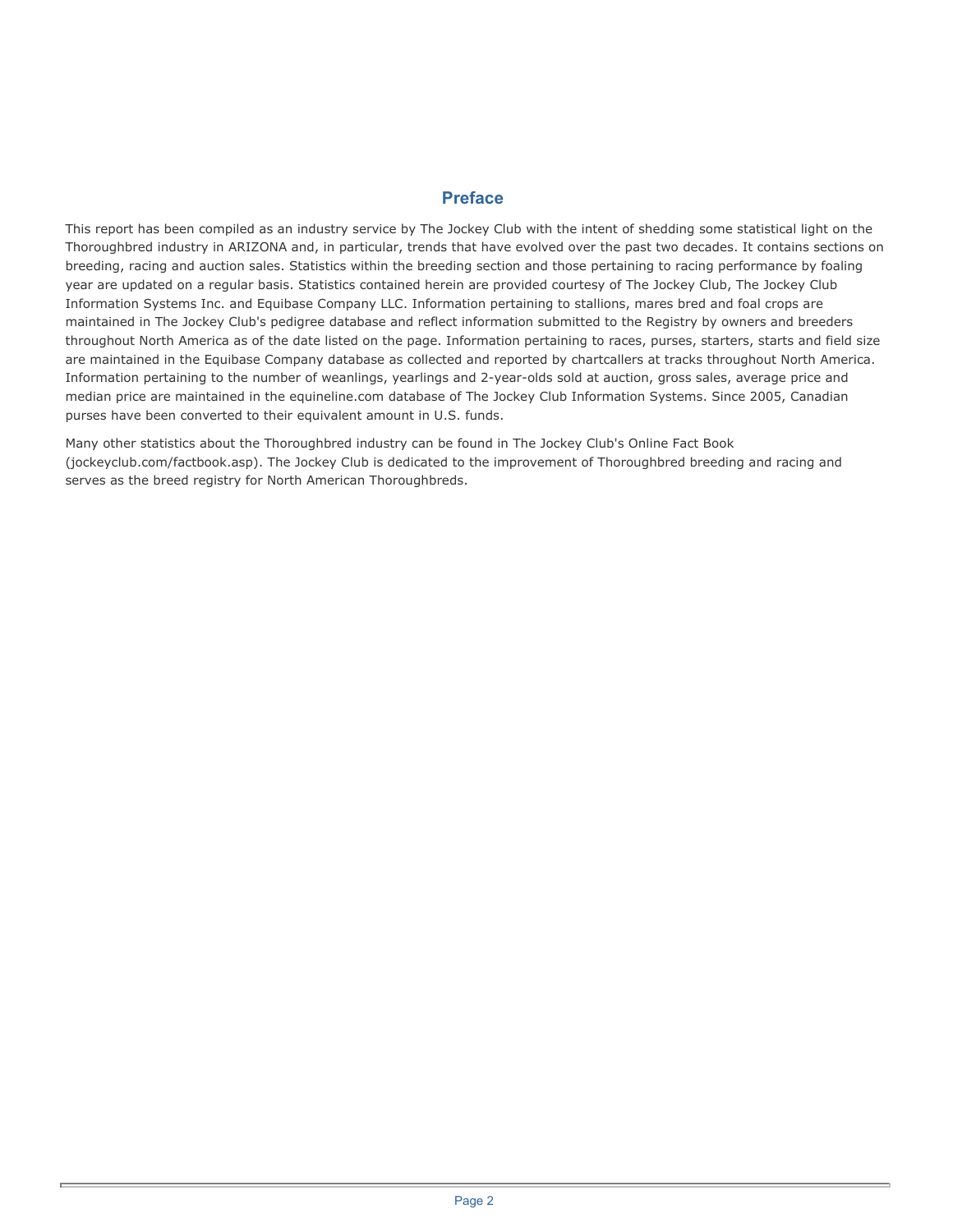## Preface

This report has been compiled as an industry service by The Jockey Club with the intent of shedding some statistical light on the Thoroughbred industry in ARIZONA and, in particular, trends that have evolved over the past two decades. It contains sections on breeding, racing and auction sales. Statistics within the breeding section and those pertaining to racing performance by foaling year are updated on a regular basis. Statistics contained herein are provided courtesy of The Jockey Club, The Jockey Club Information Systems Inc. and Equibase Company LLC. Information pertaining to stallions, mares bred and foal crops are maintained in The Jockey Club's pedigree database and reflect information submitted to the Registry by owners and breeders throughout North America as of the date listed on the page. Information pertaining to races, purses, starters, starts and field size are maintained in the Equibase Company database as collected and reported by chartcallers at tracks throughout North America. Information pertaining to the number of weanlings, yearlings and 2-year-olds sold at auction, gross sales, average price and median price are maintained in the equineline.com database of The Jockey Club Information Systems. Since 2005, Canadian purses have been converted to their equivalent amount in U.S. funds.

Many other statistics about the Thoroughbred industry can be found in The Jockey Club's Online Fact Book (jockeyclub.com/factbook.asp). The Jockey Club is dedicated to the improvement of Thoroughbred breeding and racing and serves as the breed registry for North American Thoroughbreds.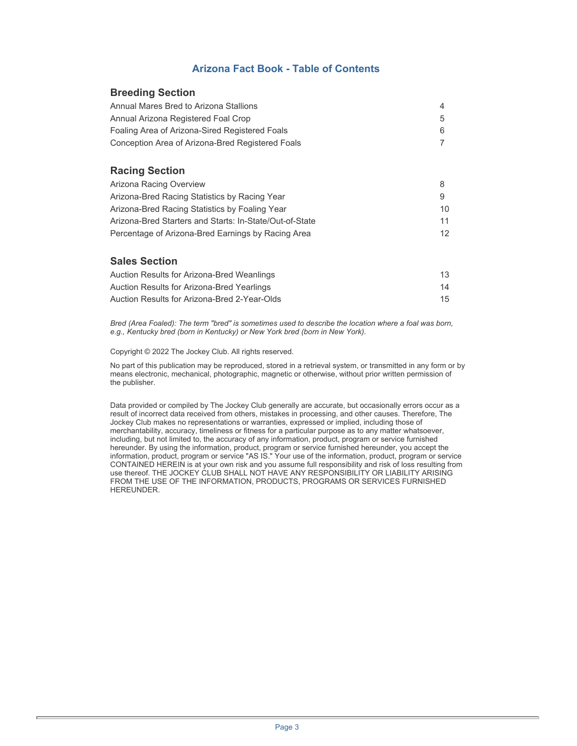## Arizona Fact Book - Table of Contents

### Breeding Section

| | |
|---|---|
| Annual Mares Bred to Arizona Stallions | 4 |
| Annual Arizona Registered Foal Crop | 5 |
| Foaling Area of Arizona-Sired Registered Foals | 6 |
| Conception Area of Arizona-Bred Registered Foals | 7 |

### Racing Section

| | |
|---|---|
| Arizona Racing Overview | 8 |
| Arizona-Bred Racing Statistics by Racing Year | 9 |
| Arizona-Bred Racing Statistics by Foaling Year | 10 |
| Arizona-Bred Starters and Starts: In-State/Out-of-State | 11 |
| Percentage of Arizona-Bred Earnings by Racing Area | 12 |

### Sales Section

| | |
|---|---|
| Auction Results for Arizona-Bred Weanlings | 13 |
| Auction Results for Arizona-Bred Yearlings | 14 |
| Auction Results for Arizona-Bred 2-Year-Olds | 15 |

*Bred (Area Foaled): The term "bred" is sometimes used to describe the location where a foal was born, e.g., Kentucky bred (born in Kentucky) or New York bred (born in New York).*

Copyright © 2022 The Jockey Club. All rights reserved.

No part of this publication may be reproduced, stored in a retrieval system, or transmitted in any form or by means electronic, mechanical, photographic, magnetic or otherwise, without prior written permission of the publisher.

Data provided or compiled by The Jockey Club generally are accurate, but occasionally errors occur as a result of incorrect data received from others, mistakes in processing, and other causes. Therefore, The Jockey Club makes no representations or warranties, expressed or implied, including those of merchantability, accuracy, timeliness or fitness for a particular purpose as to any matter whatsoever, including, but not limited to, the accuracy of any information, product, program or service furnished hereunder. By using the information, product, program or service furnished hereunder, you accept the information, product, program or service "AS IS." Your use of the information, product, program or service CONTAINED HEREIN is at your own risk and you assume full responsibility and risk of loss resulting from use thereof. THE JOCKEY CLUB SHALL NOT HAVE ANY RESPONSIBILITY OR LIABILITY ARISING FROM THE USE OF THE INFORMATION, PRODUCTS, PROGRAMS OR SERVICES FURNISHED HEREUNDER.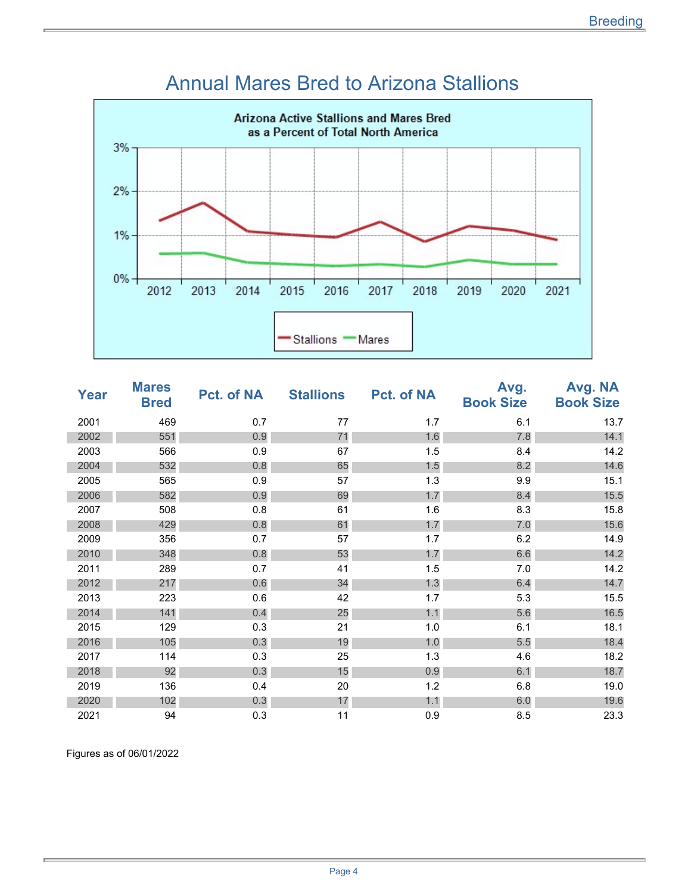# Annual Mares Bred to Arizona Stallions

| Year | Mares Bred | Pct. of NA | Stallions | Pct. of NA | Avg. Book Size | Avg. NA Book Size |
|---|---|---|---|---|---|---|
| 2001 | 469 | 0.7 | 77 | 1.7 | 6.1 | 13.7 |
| 2002 | 551 | 0.9 | 71 | 1.6 | 7.8 | 14.1 |
| 2003 | 566 | 0.9 | 67 | 1.5 | 8.4 | 14.2 |
| 2004 | 532 | 0.8 | 65 | 1.5 | 8.2 | 14.6 |
| 2005 | 565 | 0.9 | 57 | 1.3 | 9.9 | 15.1 |
| 2006 | 582 | 0.9 | 69 | 1.7 | 8.4 | 15.5 |
| 2007 | 508 | 0.8 | 61 | 1.6 | 8.3 | 15.8 |
| 2008 | 429 | 0.8 | 61 | 1.7 | 7.0 | 15.6 |
| 2009 | 356 | 0.7 | 57 | 1.7 | 6.2 | 14.9 |
| 2010 | 348 | 0.8 | 53 | 1.7 | 6.6 | 14.2 |
| 2011 | 289 | 0.7 | 41 | 1.5 | 7.0 | 14.2 |
| 2012 | 217 | 0.6 | 34 | 1.3 | 6.4 | 14.7 |
| 2013 | 223 | 0.6 | 42 | 1.7 | 5.3 | 15.5 |
| 2014 | 141 | 0.4 | 25 | 1.1 | 5.6 | 16.5 |
| 2015 | 129 | 0.3 | 21 | 1.0 | 6.1 | 18.1 |
| 2016 | 105 | 0.3 | 19 | 1.0 | 5.5 | 18.4 |
| 2017 | 114 | 0.3 | 25 | 1.3 | 4.6 | 18.2 |
| 2018 | 92 | 0.3 | 15 | 0.9 | 6.1 | 18.7 |
| 2019 | 136 | 0.4 | 20 | 1.2 | 6.8 | 19.0 |
| 2020 | 102 | 0.3 | 17 | 1.1 | 6.0 | 19.6 |
| 2021 | 94 | 0.3 | 11 | 0.9 | 8.5 | 23.3 |

Figures as of 06/01/2022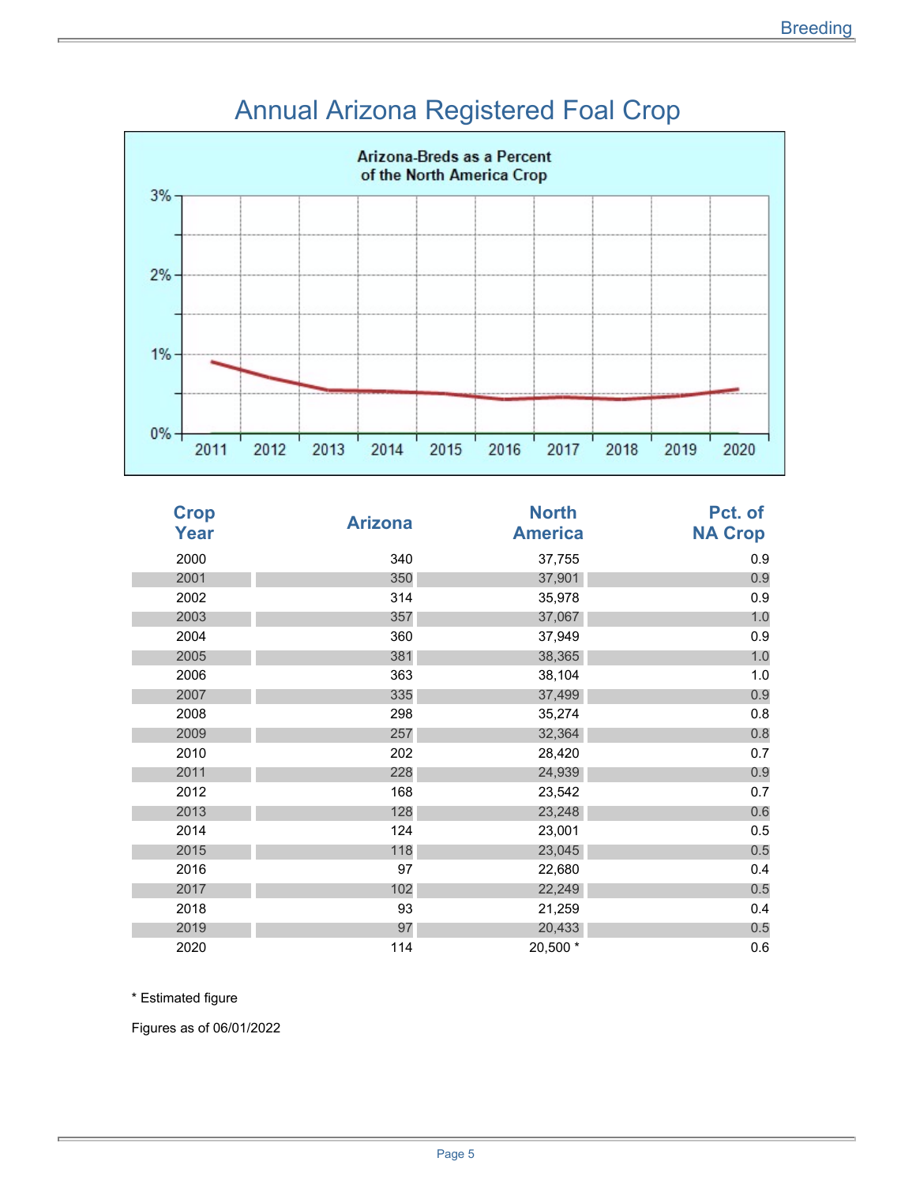# Annual Arizona Registered Foal Crop

Arizona-Breds as a Percent of the North America Crop

| Crop Year | Arizona | North America | Pct. of NA Crop |
|---|---|---|---|
| 2000 | 340 | 37,755 | 0.9 |
| 2001 | 350 | 37,901 | 0.9 |
| 2002 | 314 | 35,978 | 0.9 |
| 2003 | 357 | 37,067 | 1.0 |
| 2004 | 360 | 37,949 | 0.9 |
| 2005 | 381 | 38,365 | 1.0 |
| 2006 | 363 | 38,104 | 1.0 |
| 2007 | 335 | 37,499 | 0.9 |
| 2008 | 298 | 35,274 | 0.8 |
| 2009 | 257 | 32,364 | 0.8 |
| 2010 | 202 | 28,420 | 0.7 |
| 2011 | 228 | 24,939 | 0.9 |
| 2012 | 168 | 23,542 | 0.7 |
| 2013 | 128 | 23,248 | 0.6 |
| 2014 | 124 | 23,001 | 0.5 |
| 2015 | 118 | 23,045 | 0.5 |
| 2016 | 97 | 22,680 | 0.4 |
| 2017 | 102 | 22,249 | 0.5 |
| 2018 | 93 | 21,259 | 0.4 |
| 2019 | 97 | 20,433 | 0.5 |
| 2020 | 114 | 20,500 * | 0.6 |

* Estimated figure

Figures as of 06/01/2022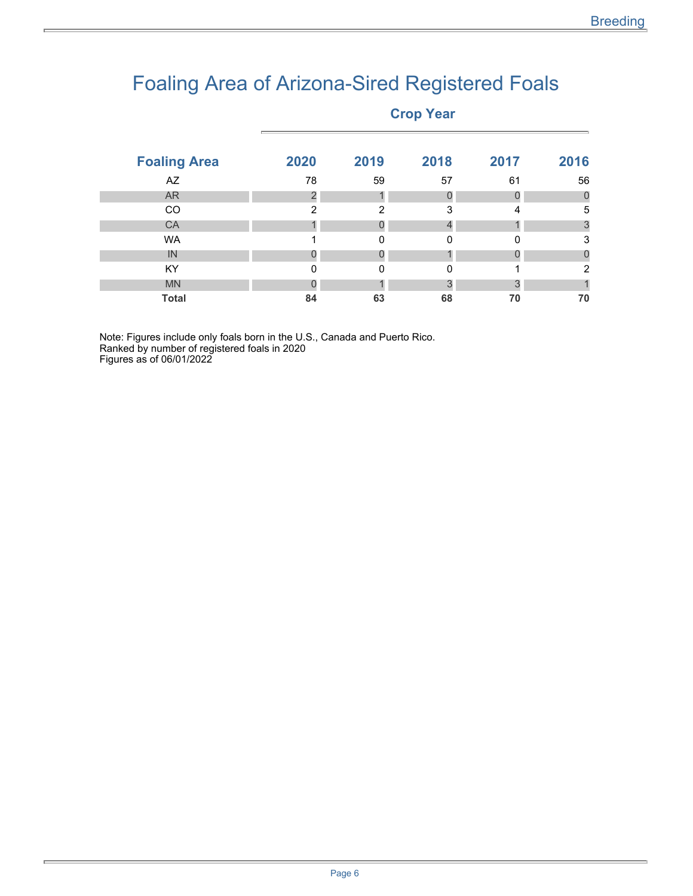# Foaling Area of Arizona-Sired Registered Foals

| Foaling Area | Crop Year | | | | |
|---|---|---|---|---|---|
| | 2020 | 2019 | 2018 | 2017 | 2016 |
| AZ | 78 | 59 | 57 | 61 | 56 |
| AR | 2 | 1 | 0 | 0 | 0 |
| CO | 2 | 2 | 3 | 4 | 5 |
| CA | 1 | 0 | 4 | 1 | 3 |
| WA | 1 | 0 | 0 | 0 | 3 |
| IN | 0 | 0 | 1 | 0 | 0 |
| KY | 0 | 0 | 0 | 1 | 2 |
| MN | 0 | 1 | 3 | 3 | 1 |
| **Total** | **84** | **63** | **68** | **70** | **70** |

Note: Figures include only foals born in the U.S., Canada and Puerto Rico.
Ranked by number of registered foals in 2020
Figures as of 06/01/2022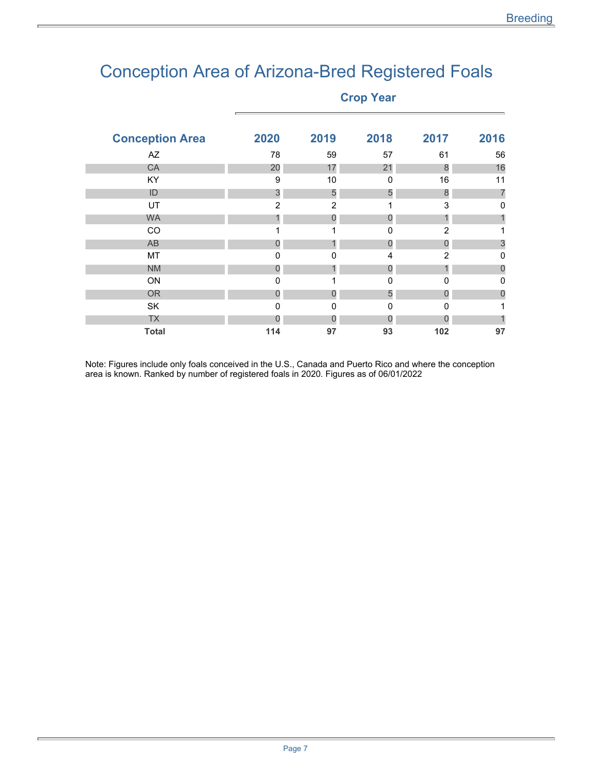# Conception Area of Arizona-Bred Registered Foals

| Conception Area | Crop Year | | | | |
|---|---|---|---|---|---|
| | 2020 | 2019 | 2018 | 2017 | 2016 |
| AZ | 78 | 59 | 57 | 61 | 56 |
| CA | 20 | 17 | 21 | 8 | 16 |
| KY | 9 | 10 | 0 | 16 | 11 |
| ID | 3 | 5 | 5 | 8 | 7 |
| UT | 2 | 2 | 1 | 3 | 0 |
| WA | 1 | 0 | 0 | 1 | 1 |
| CO | 1 | 1 | 0 | 2 | 1 |
| AB | 0 | 1 | 0 | 0 | 3 |
| MT | 0 | 0 | 4 | 2 | 0 |
| NM | 0 | 1 | 0 | 1 | 0 |
| ON | 0 | 1 | 0 | 0 | 0 |
| OR | 0 | 0 | 5 | 0 | 0 |
| SK | 0 | 0 | 0 | 0 | 1 |
| TX | 0 | 0 | 0 | 0 | 1 |
| **Total** | **114** | **97** | **93** | **102** | **97** |

Note: Figures include only foals conceived in the U.S., Canada and Puerto Rico and where the conception area is known. Ranked by number of registered foals in 2020. Figures as of 06/01/2022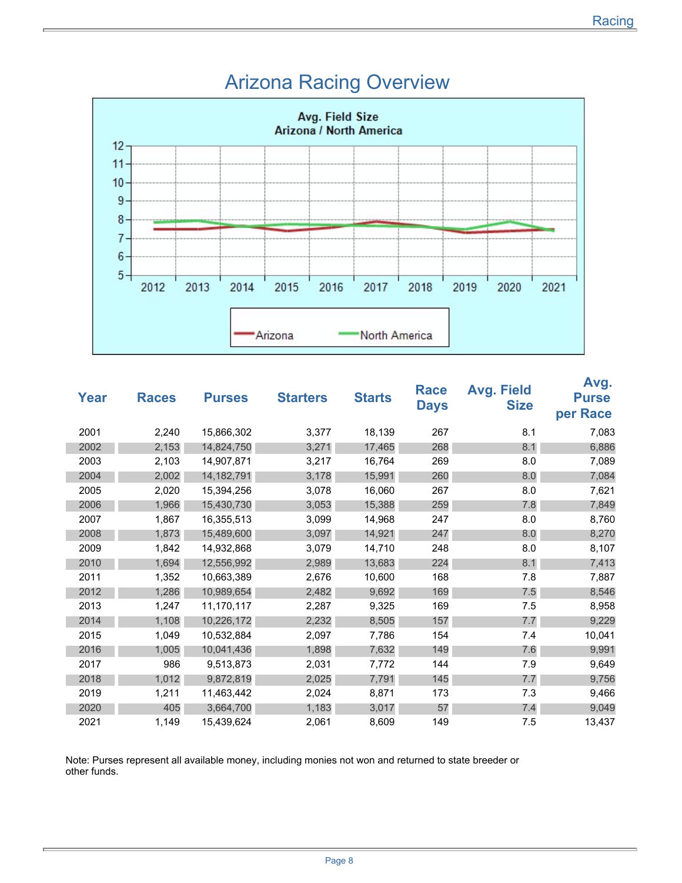# Arizona Racing Overview

Avg. Field Size
Arizona / North America

| Year | Races | Purses | Starters | Starts | Race Days | Avg. Field Size | Avg. Purse per Race |
|---|---|---|---|---|---|---|---|
| 2001 | 2,240 | 15,866,302 | 3,377 | 18,139 | 267 | 8.1 | 7,083 |
| 2002 | 2,153 | 14,824,750 | 3,271 | 17,465 | 268 | 8.1 | 6,886 |
| 2003 | 2,103 | 14,907,871 | 3,217 | 16,764 | 269 | 8.0 | 7,089 |
| 2004 | 2,002 | 14,182,791 | 3,178 | 15,991 | 260 | 8.0 | 7,084 |
| 2005 | 2,020 | 15,394,256 | 3,078 | 16,060 | 267 | 8.0 | 7,621 |
| 2006 | 1,966 | 15,430,730 | 3,053 | 15,388 | 259 | 7.8 | 7,849 |
| 2007 | 1,867 | 16,355,513 | 3,099 | 14,968 | 247 | 8.0 | 8,760 |
| 2008 | 1,873 | 15,489,600 | 3,097 | 14,921 | 247 | 8.0 | 8,270 |
| 2009 | 1,842 | 14,932,868 | 3,079 | 14,710 | 248 | 8.0 | 8,107 |
| 2010 | 1,694 | 12,556,992 | 2,989 | 13,683 | 224 | 8.1 | 7,413 |
| 2011 | 1,352 | 10,663,389 | 2,676 | 10,600 | 168 | 7.8 | 7,887 |
| 2012 | 1,286 | 10,989,654 | 2,482 | 9,692 | 169 | 7.5 | 8,546 |
| 2013 | 1,247 | 11,170,117 | 2,287 | 9,325 | 169 | 7.5 | 8,958 |
| 2014 | 1,108 | 10,226,172 | 2,232 | 8,505 | 157 | 7.7 | 9,229 |
| 2015 | 1,049 | 10,532,884 | 2,097 | 7,786 | 154 | 7.4 | 10,041 |
| 2016 | 1,005 | 10,041,436 | 1,898 | 7,632 | 149 | 7.6 | 9,991 |
| 2017 | 986 | 9,513,873 | 2,031 | 7,772 | 144 | 7.9 | 9,649 |
| 2018 | 1,012 | 9,872,819 | 2,025 | 7,791 | 145 | 7.7 | 9,756 |
| 2019 | 1,211 | 11,463,442 | 2,024 | 8,871 | 173 | 7.3 | 9,466 |
| 2020 | 405 | 3,664,700 | 1,183 | 3,017 | 57 | 7.4 | 9,049 |
| 2021 | 1,149 | 15,439,624 | 2,061 | 8,609 | 149 | 7.5 | 13,437 |

Note: Purses represent all available money, including monies not won and returned to state breeder or other funds.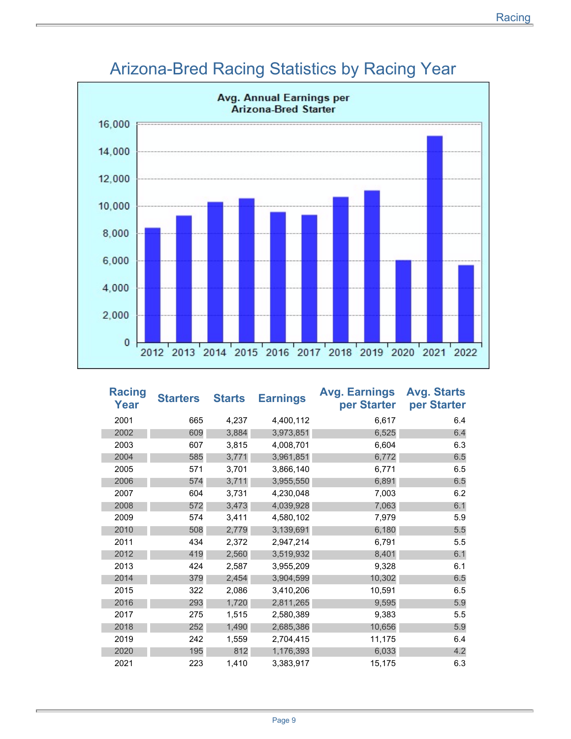# Arizona-Bred Racing Statistics by Racing Year

**Avg. Annual Earnings per Arizona-Bred Starter**

| Racing Year | Starters | Starts | Earnings | Avg. Earnings per Starter | Avg. Starts per Starter |
|---|---|---|---|---|---|
| 2001 | 665 | 4,237 | 4,400,112 | 6,617 | 6.4 |
| 2002 | 609 | 3,884 | 3,973,851 | 6,525 | 6.4 |
| 2003 | 607 | 3,815 | 4,008,701 | 6,604 | 6.3 |
| 2004 | 585 | 3,771 | 3,961,851 | 6,772 | 6.5 |
| 2005 | 571 | 3,701 | 3,866,140 | 6,771 | 6.5 |
| 2006 | 574 | 3,711 | 3,955,550 | 6,891 | 6.5 |
| 2007 | 604 | 3,731 | 4,230,048 | 7,003 | 6.2 |
| 2008 | 572 | 3,473 | 4,039,928 | 7,063 | 6.1 |
| 2009 | 574 | 3,411 | 4,580,102 | 7,979 | 5.9 |
| 2010 | 508 | 2,779 | 3,139,691 | 6,180 | 5.5 |
| 2011 | 434 | 2,372 | 2,947,214 | 6,791 | 5.5 |
| 2012 | 419 | 2,560 | 3,519,932 | 8,401 | 6.1 |
| 2013 | 424 | 2,587 | 3,955,209 | 9,328 | 6.1 |
| 2014 | 379 | 2,454 | 3,904,599 | 10,302 | 6.5 |
| 2015 | 322 | 2,086 | 3,410,206 | 10,591 | 6.5 |
| 2016 | 293 | 1,720 | 2,811,265 | 9,595 | 5.9 |
| 2017 | 275 | 1,515 | 2,580,389 | 9,383 | 5.5 |
| 2018 | 252 | 1,490 | 2,685,386 | 10,656 | 5.9 |
| 2019 | 242 | 1,559 | 2,704,415 | 11,175 | 6.4 |
| 2020 | 195 | 812 | 1,176,393 | 6,033 | 4.2 |
| 2021 | 223 | 1,410 | 3,383,917 | 15,175 | 6.3 |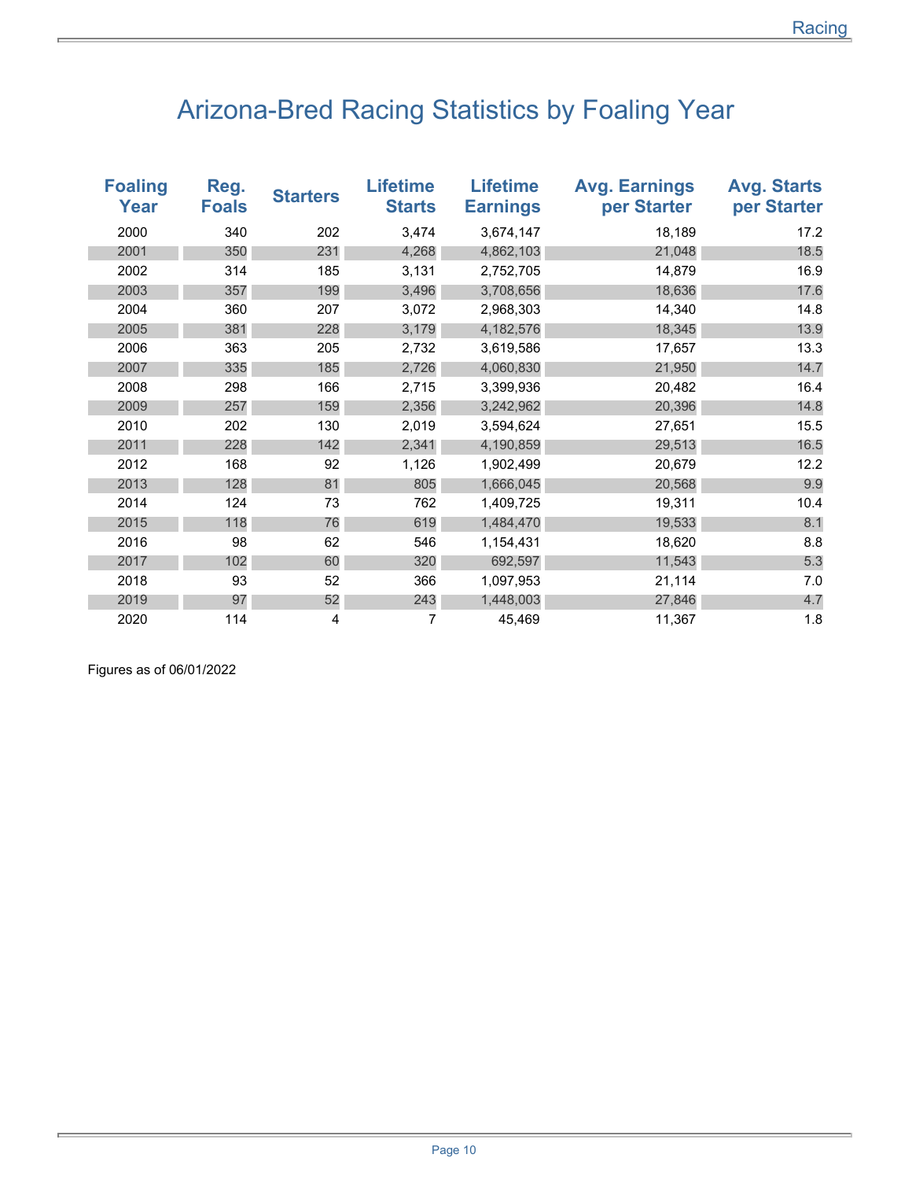# Arizona-Bred Racing Statistics by Foaling Year

| Foaling Year | Reg. Foals | Starters | Lifetime Starts | Lifetime Earnings | Avg. Earnings per Starter | Avg. Starts per Starter |
|---|---|---|---|---|---|---|
| 2000 | 340 | 202 | 3,474 | 3,674,147 | 18,189 | 17.2 |
| 2001 | 350 | 231 | 4,268 | 4,862,103 | 21,048 | 18.5 |
| 2002 | 314 | 185 | 3,131 | 2,752,705 | 14,879 | 16.9 |
| 2003 | 357 | 199 | 3,496 | 3,708,656 | 18,636 | 17.6 |
| 2004 | 360 | 207 | 3,072 | 2,968,303 | 14,340 | 14.8 |
| 2005 | 381 | 228 | 3,179 | 4,182,576 | 18,345 | 13.9 |
| 2006 | 363 | 205 | 2,732 | 3,619,586 | 17,657 | 13.3 |
| 2007 | 335 | 185 | 2,726 | 4,060,830 | 21,950 | 14.7 |
| 2008 | 298 | 166 | 2,715 | 3,399,936 | 20,482 | 16.4 |
| 2009 | 257 | 159 | 2,356 | 3,242,962 | 20,396 | 14.8 |
| 2010 | 202 | 130 | 2,019 | 3,594,624 | 27,651 | 15.5 |
| 2011 | 228 | 142 | 2,341 | 4,190,859 | 29,513 | 16.5 |
| 2012 | 168 | 92 | 1,126 | 1,902,499 | 20,679 | 12.2 |
| 2013 | 128 | 81 | 805 | 1,666,045 | 20,568 | 9.9 |
| 2014 | 124 | 73 | 762 | 1,409,725 | 19,311 | 10.4 |
| 2015 | 118 | 76 | 619 | 1,484,470 | 19,533 | 8.1 |
| 2016 | 98 | 62 | 546 | 1,154,431 | 18,620 | 8.8 |
| 2017 | 102 | 60 | 320 | 692,597 | 11,543 | 5.3 |
| 2018 | 93 | 52 | 366 | 1,097,953 | 21,114 | 7.0 |
| 2019 | 97 | 52 | 243 | 1,448,003 | 27,846 | 4.7 |
| 2020 | 114 | 4 | 7 | 45,469 | 11,367 | 1.8 |

Figures as of 06/01/2022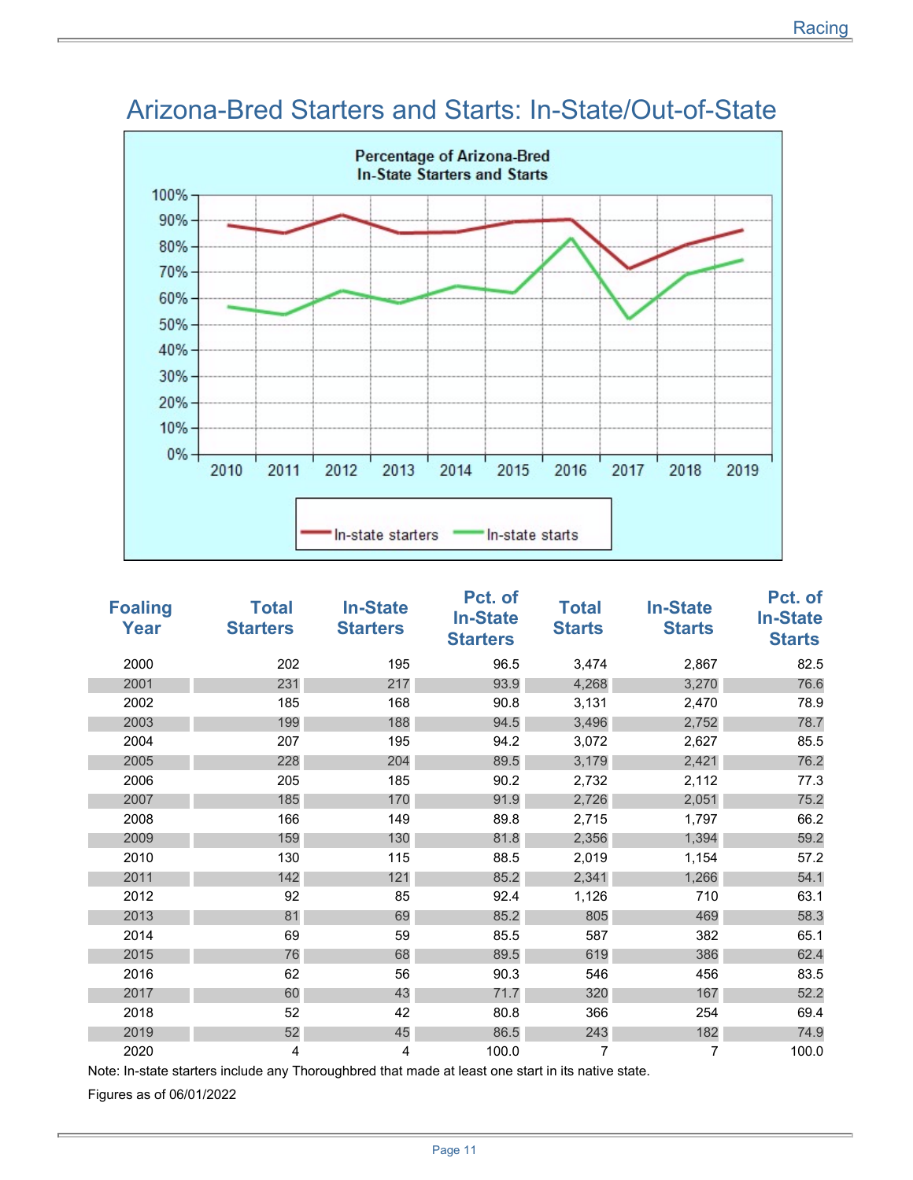# Arizona-Bred Starters and Starts: In-State/Out-of-State

| Foaling Year | Total Starters | In-State Starters | Pct. of In-State Starters | Total Starts | In-State Starts | Pct. of In-State Starts |
|---|---|---|---|---|---|---|
| 2000 | 202 | 195 | 96.5 | 3,474 | 2,867 | 82.5 |
| 2001 | 231 | 217 | 93.9 | 4,268 | 3,270 | 76.6 |
| 2002 | 185 | 168 | 90.8 | 3,131 | 2,470 | 78.9 |
| 2003 | 199 | 188 | 94.5 | 3,496 | 2,752 | 78.7 |
| 2004 | 207 | 195 | 94.2 | 3,072 | 2,627 | 85.5 |
| 2005 | 228 | 204 | 89.5 | 3,179 | 2,421 | 76.2 |
| 2006 | 205 | 185 | 90.2 | 2,732 | 2,112 | 77.3 |
| 2007 | 185 | 170 | 91.9 | 2,726 | 2,051 | 75.2 |
| 2008 | 166 | 149 | 89.8 | 2,715 | 1,797 | 66.2 |
| 2009 | 159 | 130 | 81.8 | 2,356 | 1,394 | 59.2 |
| 2010 | 130 | 115 | 88.5 | 2,019 | 1,154 | 57.2 |
| 2011 | 142 | 121 | 85.2 | 2,341 | 1,266 | 54.1 |
| 2012 | 92 | 85 | 92.4 | 1,126 | 710 | 63.1 |
| 2013 | 81 | 69 | 85.2 | 805 | 469 | 58.3 |
| 2014 | 69 | 59 | 85.5 | 587 | 382 | 65.1 |
| 2015 | 76 | 68 | 89.5 | 619 | 386 | 62.4 |
| 2016 | 62 | 56 | 90.3 | 546 | 456 | 83.5 |
| 2017 | 60 | 43 | 71.7 | 320 | 167 | 52.2 |
| 2018 | 52 | 42 | 80.8 | 366 | 254 | 69.4 |
| 2019 | 52 | 45 | 86.5 | 243 | 182 | 74.9 |
| 2020 | 4 | 4 | 100.0 | 7 | 7 | 100.0 |

Note: In-state starters include any Thoroughbred that made at least one start in its native state.

Figures as of 06/01/2022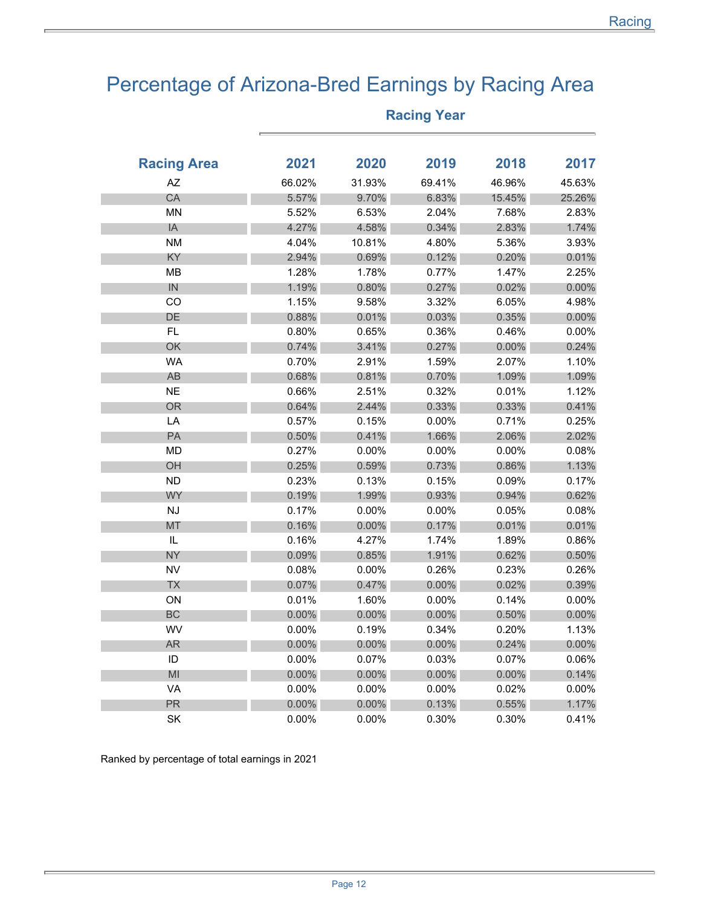# Percentage of Arizona-Bred Earnings by Racing Area

| Racing Area | Racing Year | | | | |
|---|---|---|---|---|---|
| | 2021 | 2020 | 2019 | 2018 | 2017 |
| AZ | 66.02% | 31.93% | 69.41% | 46.96% | 45.63% |
| CA | 5.57% | 9.70% | 6.83% | 15.45% | 25.26% |
| MN | 5.52% | 6.53% | 2.04% | 7.68% | 2.83% |
| IA | 4.27% | 4.58% | 0.34% | 2.83% | 1.74% |
| NM | 4.04% | 10.81% | 4.80% | 5.36% | 3.93% |
| KY | 2.94% | 0.69% | 0.12% | 0.20% | 0.01% |
| MB | 1.28% | 1.78% | 0.77% | 1.47% | 2.25% |
| IN | 1.19% | 0.80% | 0.27% | 0.02% | 0.00% |
| CO | 1.15% | 9.58% | 3.32% | 6.05% | 4.98% |
| DE | 0.88% | 0.01% | 0.03% | 0.35% | 0.00% |
| FL | 0.80% | 0.65% | 0.36% | 0.46% | 0.00% |
| OK | 0.74% | 3.41% | 0.27% | 0.00% | 0.24% |
| WA | 0.70% | 2.91% | 1.59% | 2.07% | 1.10% |
| AB | 0.68% | 0.81% | 0.70% | 1.09% | 1.09% |
| NE | 0.66% | 2.51% | 0.32% | 0.01% | 1.12% |
| OR | 0.64% | 2.44% | 0.33% | 0.33% | 0.41% |
| LA | 0.57% | 0.15% | 0.00% | 0.71% | 0.25% |
| PA | 0.50% | 0.41% | 1.66% | 2.06% | 2.02% |
| MD | 0.27% | 0.00% | 0.00% | 0.00% | 0.08% |
| OH | 0.25% | 0.59% | 0.73% | 0.86% | 1.13% |
| ND | 0.23% | 0.13% | 0.15% | 0.09% | 0.17% |
| WY | 0.19% | 1.99% | 0.93% | 0.94% | 0.62% |
| NJ | 0.17% | 0.00% | 0.00% | 0.05% | 0.08% |
| MT | 0.16% | 0.00% | 0.17% | 0.01% | 0.01% |
| IL | 0.16% | 4.27% | 1.74% | 1.89% | 0.86% |
| NY | 0.09% | 0.85% | 1.91% | 0.62% | 0.50% |
| NV | 0.08% | 0.00% | 0.26% | 0.23% | 0.26% |
| TX | 0.07% | 0.47% | 0.00% | 0.02% | 0.39% |
| ON | 0.01% | 1.60% | 0.00% | 0.14% | 0.00% |
| BC | 0.00% | 0.00% | 0.00% | 0.50% | 0.00% |
| WV | 0.00% | 0.19% | 0.34% | 0.20% | 1.13% |
| AR | 0.00% | 0.00% | 0.00% | 0.24% | 0.00% |
| ID | 0.00% | 0.07% | 0.03% | 0.07% | 0.06% |
| MI | 0.00% | 0.00% | 0.00% | 0.00% | 0.14% |
| VA | 0.00% | 0.00% | 0.00% | 0.02% | 0.00% |
| PR | 0.00% | 0.00% | 0.13% | 0.55% | 1.17% |
| SK | 0.00% | 0.00% | 0.30% | 0.30% | 0.41% |

Ranked by percentage of total earnings in 2021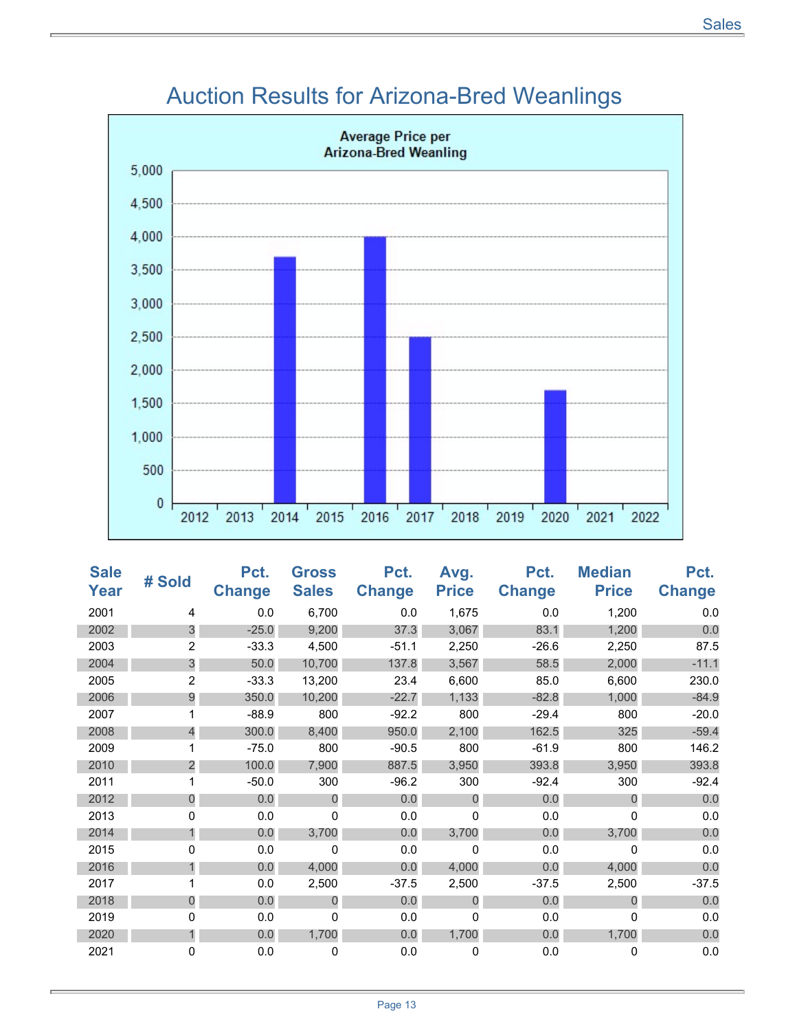# Auction Results for Arizona-Bred Weanlings

**Average Price per Arizona-Bred Weanling**

| Sale Year | # Sold | Pct. Change | Gross Sales | Pct. Change | Avg. Price | Pct. Change | Median Price | Pct. Change |
|---|---|---|---|---|---|---|---|---|
| 2001 | 4 | 0.0 | 6,700 | 0.0 | 1,675 | 0.0 | 1,200 | 0.0 |
| 2002 | 3 | -25.0 | 9,200 | 37.3 | 3,067 | 83.1 | 1,200 | 0.0 |
| 2003 | 2 | -33.3 | 4,500 | -51.1 | 2,250 | -26.6 | 2,250 | 87.5 |
| 2004 | 3 | 50.0 | 10,700 | 137.8 | 3,567 | 58.5 | 2,000 | -11.1 |
| 2005 | 2 | -33.3 | 13,200 | 23.4 | 6,600 | 85.0 | 6,600 | 230.0 |
| 2006 | 9 | 350.0 | 10,200 | -22.7 | 1,133 | -82.8 | 1,000 | -84.9 |
| 2007 | 1 | -88.9 | 800 | -92.2 | 800 | -29.4 | 800 | -20.0 |
| 2008 | 4 | 300.0 | 8,400 | 950.0 | 2,100 | 162.5 | 325 | -59.4 |
| 2009 | 1 | -75.0 | 800 | -90.5 | 800 | -61.9 | 800 | 146.2 |
| 2010 | 2 | 100.0 | 7,900 | 887.5 | 3,950 | 393.8 | 3,950 | 393.8 |
| 2011 | 1 | -50.0 | 300 | -96.2 | 300 | -92.4 | 300 | -92.4 |
| 2012 | 0 | 0.0 | 0 | 0.0 | 0 | 0.0 | 0 | 0.0 |
| 2013 | 0 | 0.0 | 0 | 0.0 | 0 | 0.0 | 0 | 0.0 |
| 2014 | 1 | 0.0 | 3,700 | 0.0 | 3,700 | 0.0 | 3,700 | 0.0 |
| 2015 | 0 | 0.0 | 0 | 0.0 | 0 | 0.0 | 0 | 0.0 |
| 2016 | 1 | 0.0 | 4,000 | 0.0 | 4,000 | 0.0 | 4,000 | 0.0 |
| 2017 | 1 | 0.0 | 2,500 | -37.5 | 2,500 | -37.5 | 2,500 | -37.5 |
| 2018 | 0 | 0.0 | 0 | 0.0 | 0 | 0.0 | 0 | 0.0 |
| 2019 | 0 | 0.0 | 0 | 0.0 | 0 | 0.0 | 0 | 0.0 |
| 2020 | 1 | 0.0 | 1,700 | 0.0 | 1,700 | 0.0 | 1,700 | 0.0 |
| 2021 | 0 | 0.0 | 0 | 0.0 | 0 | 0.0 | 0 | 0.0 |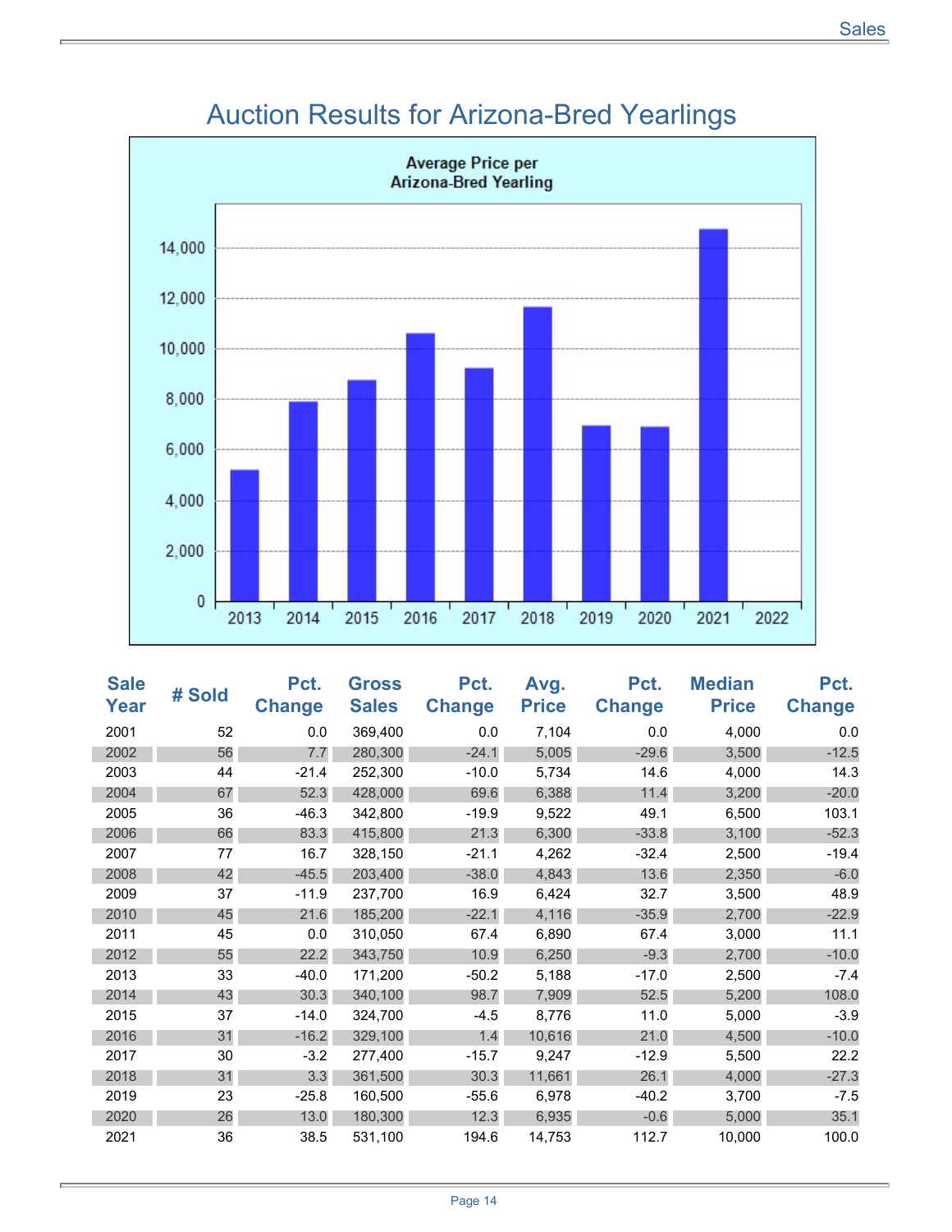# Auction Results for Arizona-Bred Yearlings

| Sale Year | # Sold | Pct. Change | Gross Sales | Pct. Change | Avg. Price | Pct. Change | Median Price | Pct. Change |
|---|---|---|---|---|---|---|---|---|
| 2001 | 52 | 0.0 | 369,400 | 0.0 | 7,104 | 0.0 | 4,000 | 0.0 |
| 2002 | 56 | 7.7 | 280,300 | -24.1 | 5,005 | -29.6 | 3,500 | -12.5 |
| 2003 | 44 | -21.4 | 252,300 | -10.0 | 5,734 | 14.6 | 4,000 | 14.3 |
| 2004 | 67 | 52.3 | 428,000 | 69.6 | 6,388 | 11.4 | 3,200 | -20.0 |
| 2005 | 36 | -46.3 | 342,800 | -19.9 | 9,522 | 49.1 | 6,500 | 103.1 |
| 2006 | 66 | 83.3 | 415,800 | 21.3 | 6,300 | -33.8 | 3,100 | -52.3 |
| 2007 | 77 | 16.7 | 328,150 | -21.1 | 4,262 | -32.4 | 2,500 | -19.4 |
| 2008 | 42 | -45.5 | 203,400 | -38.0 | 4,843 | 13.6 | 2,350 | -6.0 |
| 2009 | 37 | -11.9 | 237,700 | 16.9 | 6,424 | 32.7 | 3,500 | 48.9 |
| 2010 | 45 | 21.6 | 185,200 | -22.1 | 4,116 | -35.9 | 2,700 | -22.9 |
| 2011 | 45 | 0.0 | 310,050 | 67.4 | 6,890 | 67.4 | 3,000 | 11.1 |
| 2012 | 55 | 22.2 | 343,750 | 10.9 | 6,250 | -9.3 | 2,700 | -10.0 |
| 2013 | 33 | -40.0 | 171,200 | -50.2 | 5,188 | -17.0 | 2,500 | -7.4 |
| 2014 | 43 | 30.3 | 340,100 | 98.7 | 7,909 | 52.5 | 5,200 | 108.0 |
| 2015 | 37 | -14.0 | 324,700 | -4.5 | 8,776 | 11.0 | 5,000 | -3.9 |
| 2016 | 31 | -16.2 | 329,100 | 1.4 | 10,616 | 21.0 | 4,500 | -10.0 |
| 2017 | 30 | -3.2 | 277,400 | -15.7 | 9,247 | -12.9 | 5,500 | 22.2 |
| 2018 | 31 | 3.3 | 361,500 | 30.3 | 11,661 | 26.1 | 4,000 | -27.3 |
| 2019 | 23 | -25.8 | 160,500 | -55.6 | 6,978 | -40.2 | 3,700 | -7.5 |
| 2020 | 26 | 13.0 | 180,300 | 12.3 | 6,935 | -0.6 | 5,000 | 35.1 |
| 2021 | 36 | 38.5 | 531,100 | 194.6 | 14,753 | 112.7 | 10,000 | 100.0 |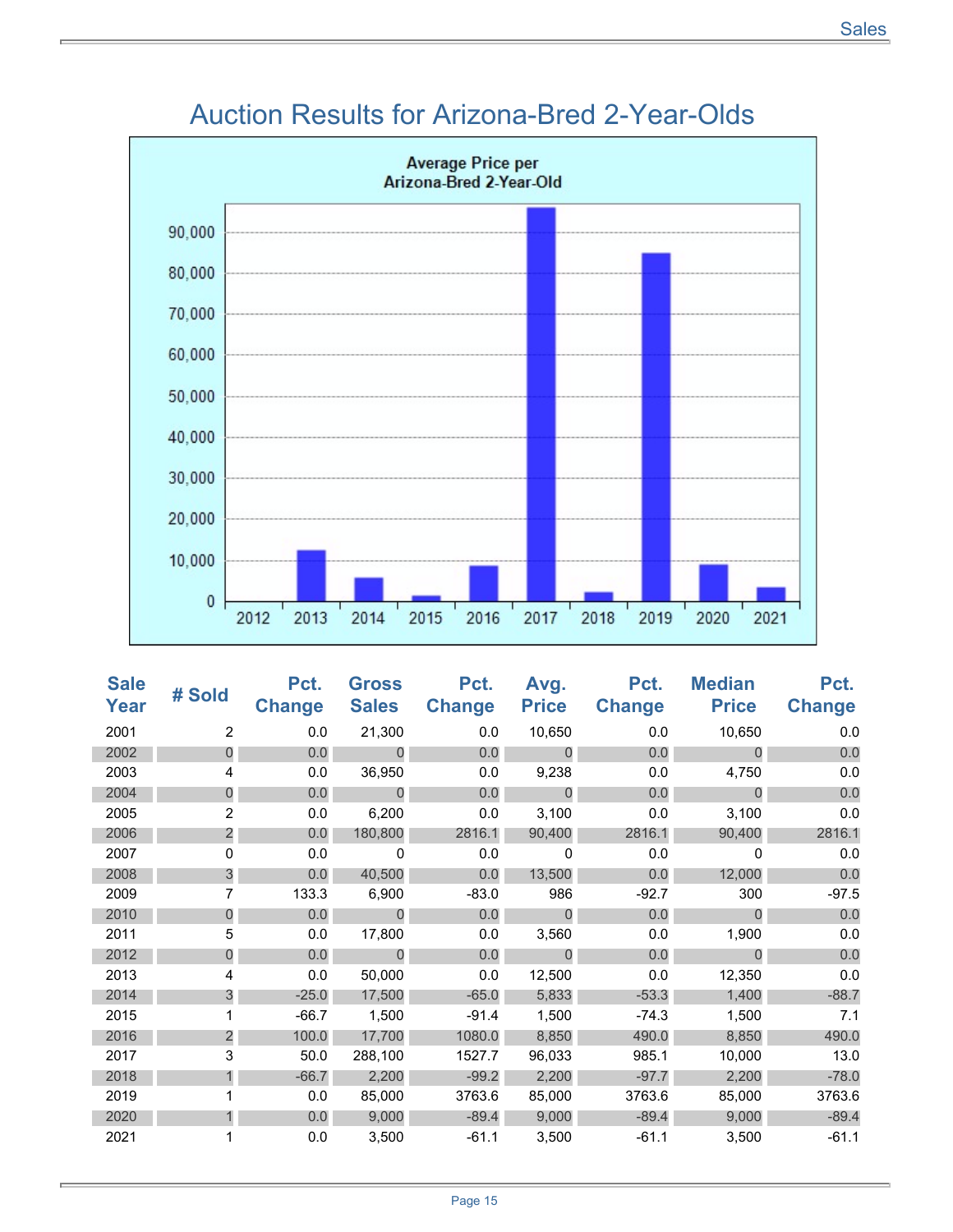# Auction Results for Arizona-Bred 2-Year-Olds

Average Price per
Arizona-Bred 2-Year-Old

90,000
80,000
70,000
60,000
50,000
40,000
30,000
20,000
10,000
0

2012 2013 2014 2015 2016 2017 2018 2019 2020 2021

| Sale Year | # Sold | Pct. Change | Gross Sales | Pct. Change | Avg. Price | Pct. Change | Median Price | Pct. Change |
|---|---|---|---|---|---|---|---|---|
| 2001 | 2 | 0.0 | 21,300 | 0.0 | 10,650 | 0.0 | 10,650 | 0.0 |
| 2002 | 0 | 0.0 | 0 | 0.0 | 0 | 0.0 | 0 | 0.0 |
| 2003 | 4 | 0.0 | 36,950 | 0.0 | 9,238 | 0.0 | 4,750 | 0.0 |
| 2004 | 0 | 0.0 | 0 | 0.0 | 0 | 0.0 | 0 | 0.0 |
| 2005 | 2 | 0.0 | 6,200 | 0.0 | 3,100 | 0.0 | 3,100 | 0.0 |
| 2006 | 2 | 0.0 | 180,800 | 2816.1 | 90,400 | 2816.1 | 90,400 | 2816.1 |
| 2007 | 0 | 0.0 | 0 | 0.0 | 0 | 0.0 | 0 | 0.0 |
| 2008 | 3 | 0.0 | 40,500 | 0.0 | 13,500 | 0.0 | 12,000 | 0.0 |
| 2009 | 7 | 133.3 | 6,900 | -83.0 | 986 | -92.7 | 300 | -97.5 |
| 2010 | 0 | 0.0 | 0 | 0.0 | 0 | 0.0 | 0 | 0.0 |
| 2011 | 5 | 0.0 | 17,800 | 0.0 | 3,560 | 0.0 | 1,900 | 0.0 |
| 2012 | 0 | 0.0 | 0 | 0.0 | 0 | 0.0 | 0 | 0.0 |
| 2013 | 4 | 0.0 | 50,000 | 0.0 | 12,500 | 0.0 | 12,350 | 0.0 |
| 2014 | 3 | -25.0 | 17,500 | -65.0 | 5,833 | -53.3 | 1,400 | -88.7 |
| 2015 | 1 | -66.7 | 1,500 | -91.4 | 1,500 | -74.3 | 1,500 | 7.1 |
| 2016 | 2 | 100.0 | 17,700 | 1080.0 | 8,850 | 490.0 | 8,850 | 490.0 |
| 2017 | 3 | 50.0 | 288,100 | 1527.7 | 96,033 | 985.1 | 10,000 | 13.0 |
| 2018 | 1 | -66.7 | 2,200 | -99.2 | 2,200 | -97.7 | 2,200 | -78.0 |
| 2019 | 1 | 0.0 | 85,000 | 3763.6 | 85,000 | 3763.6 | 85,000 | 3763.6 |
| 2020 | 1 | 0.0 | 9,000 | -89.4 | 9,000 | -89.4 | 9,000 | -89.4 |
| 2021 | 1 | 0.0 | 3,500 | -61.1 | 3,500 | -61.1 | 3,500 | -61.1 |